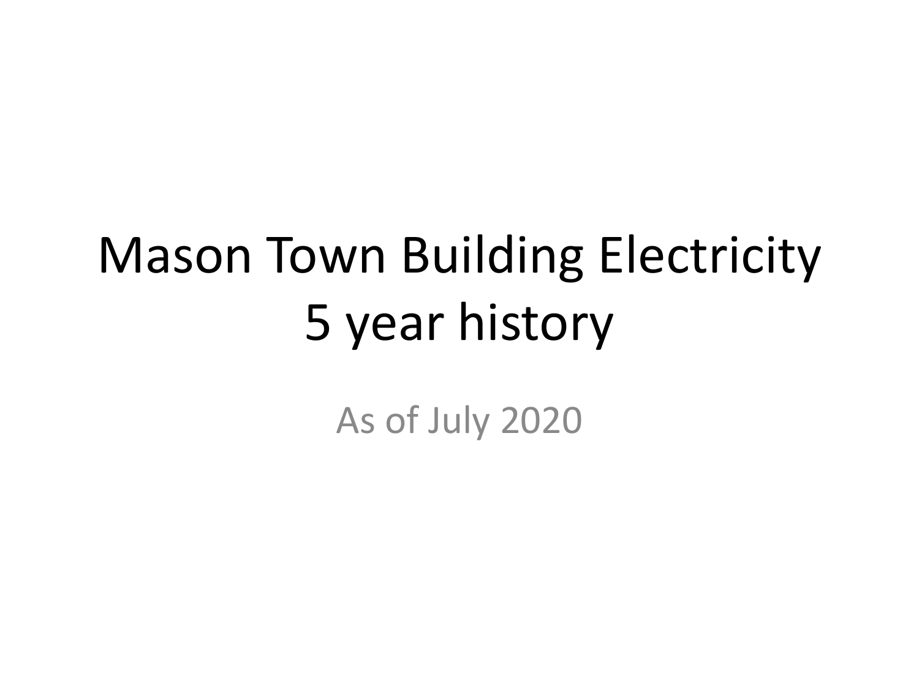# Mason Town Building Electricity 5 year history

As of July 2020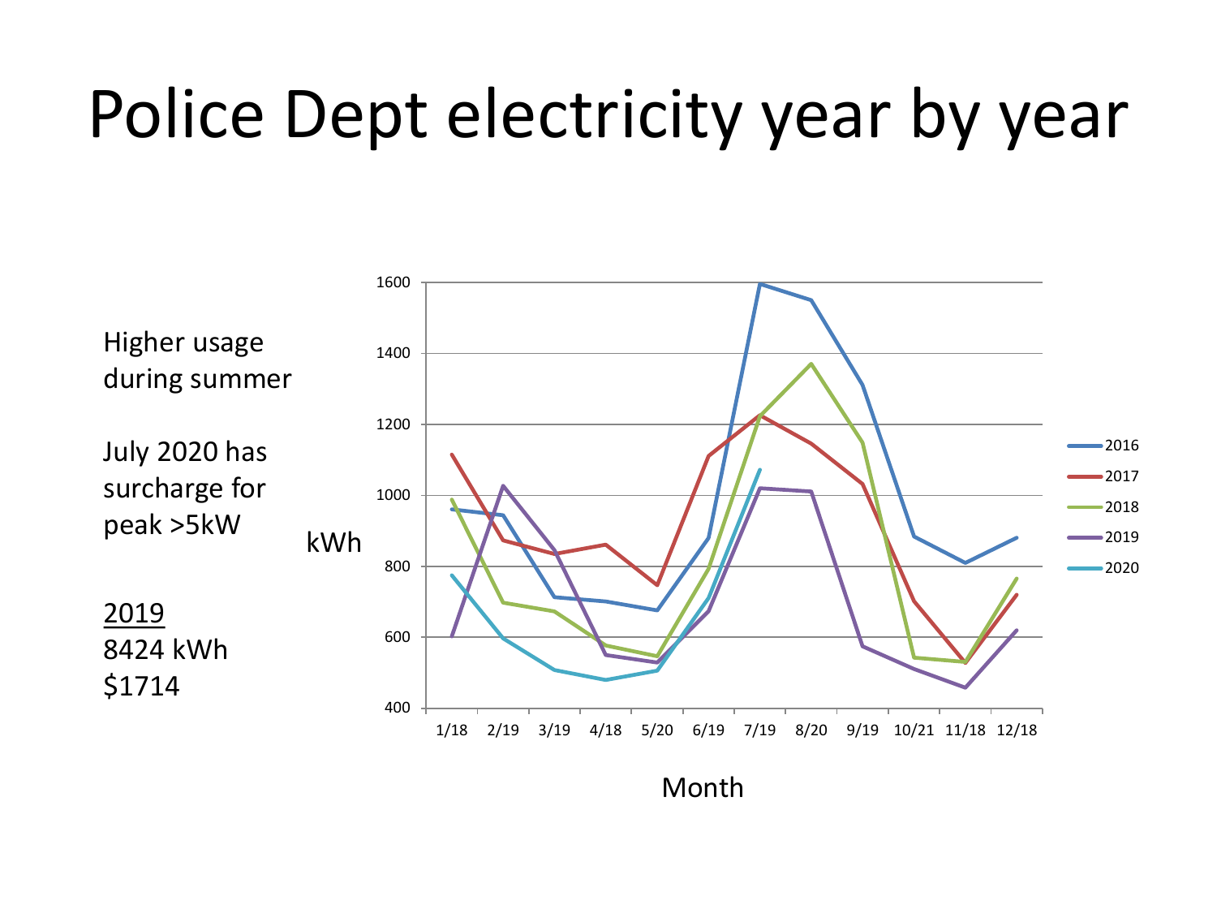# Police Dept electricity year by year

Higher usage during summer

July 2020 has surcharge for peak >5kW

<u>2019</u>
8424 kWh
$1714

kWh (y-axis, 400–1600) by Month (x-axis: 1/18, 2/19, 3/19, 4/18, 5/20, 6/19, 7/19, 8/20, 9/19, 10/21, 11/18, 12/18)

Legend: 2016, 2017, 2018, 2019, 2020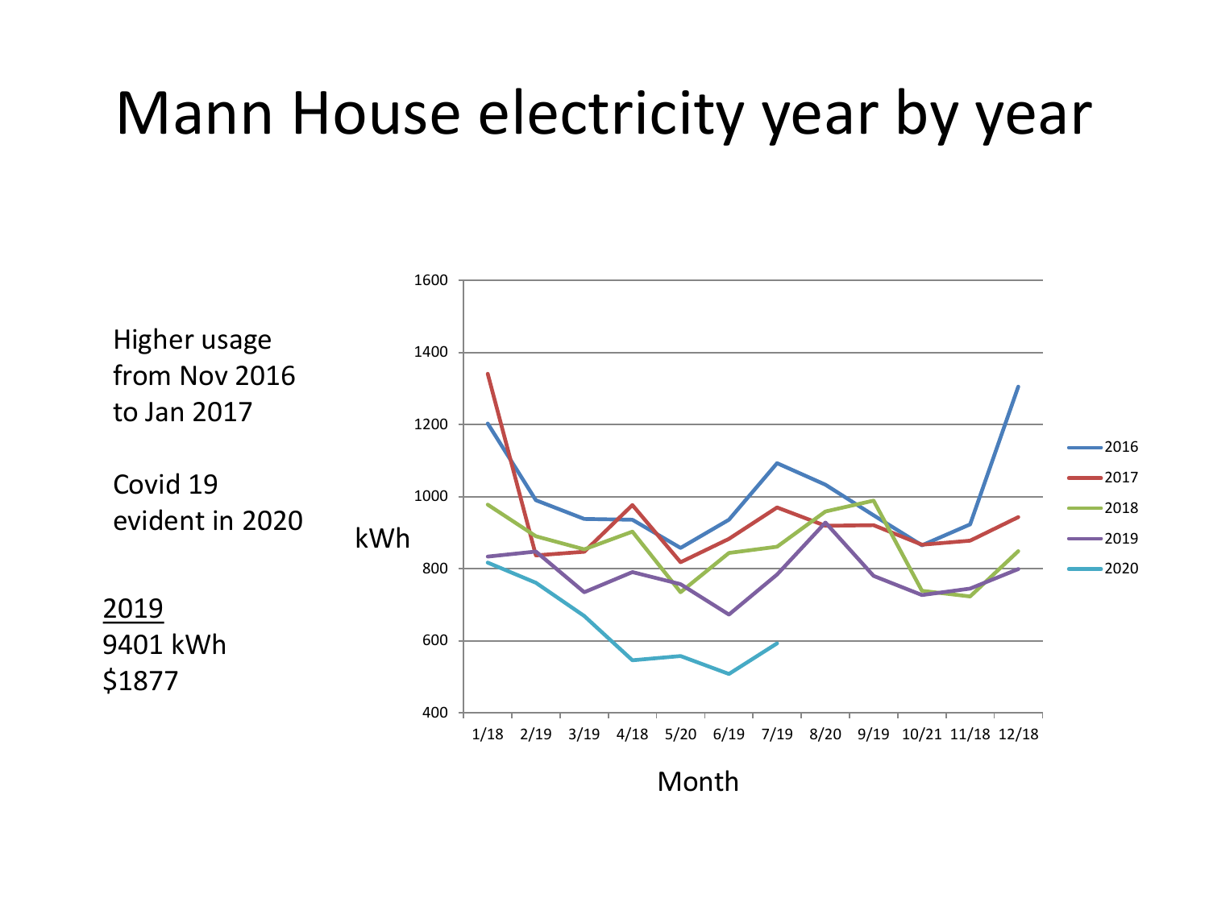# Mann House electricity year by year

Higher usage from Nov 2016 to Jan 2017

Covid 19 evident in 2020

2019
9401 kWh
$1877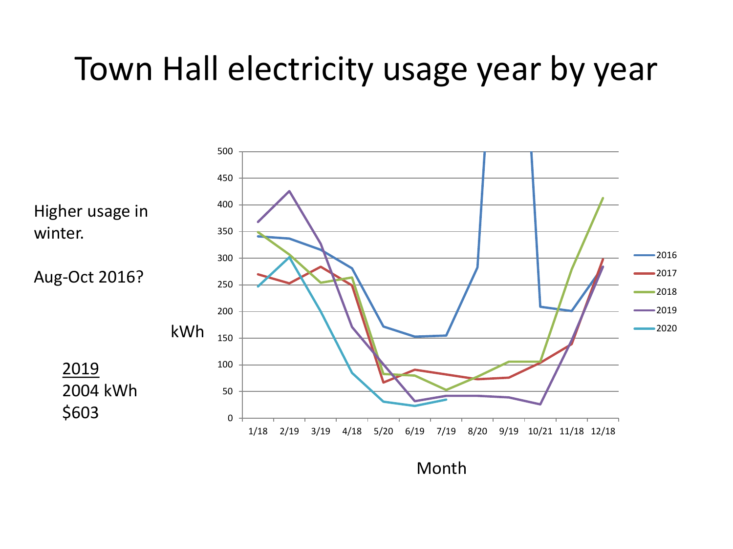# Town Hall electricity usage year by year

Higher usage in winter.

Aug-Oct 2016?

2019
2004 kWh
$603

kWh

500
450
400
350
300
250
200
150
100
50
0

1/18 2/19 3/19 4/18 5/20 6/19 7/19 8/20 9/19 10/21 11/18 12/18

Month

2016
2017
2018
2019
2020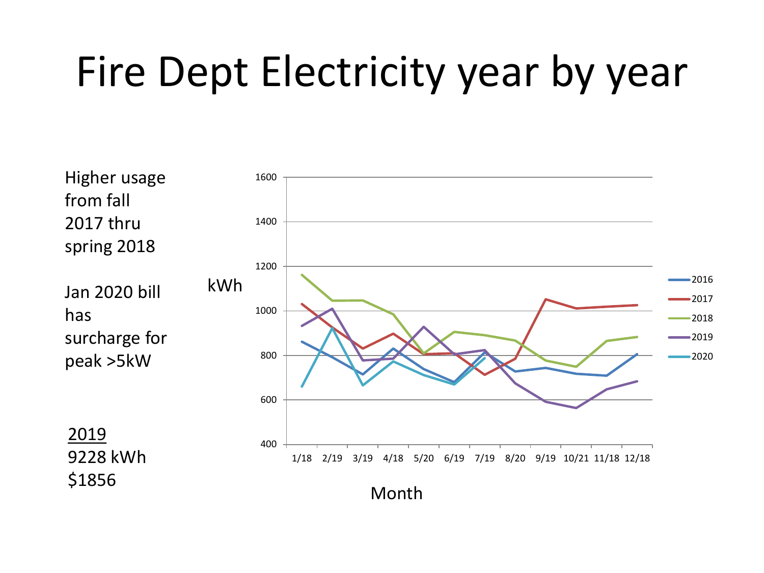# Fire Dept Electricity year by year

Higher usage from fall 2017 thru spring 2018

Jan 2020 bill has surcharge for peak >5kW

2019
9228 kWh
$1856

kWh

Month

1600
1400
1200
1000
800
600
400

1/18 2/19 3/19 4/18 5/20 6/19 7/19 8/20 9/19 10/21 11/18 12/18

2016
2017
2018
2019
2020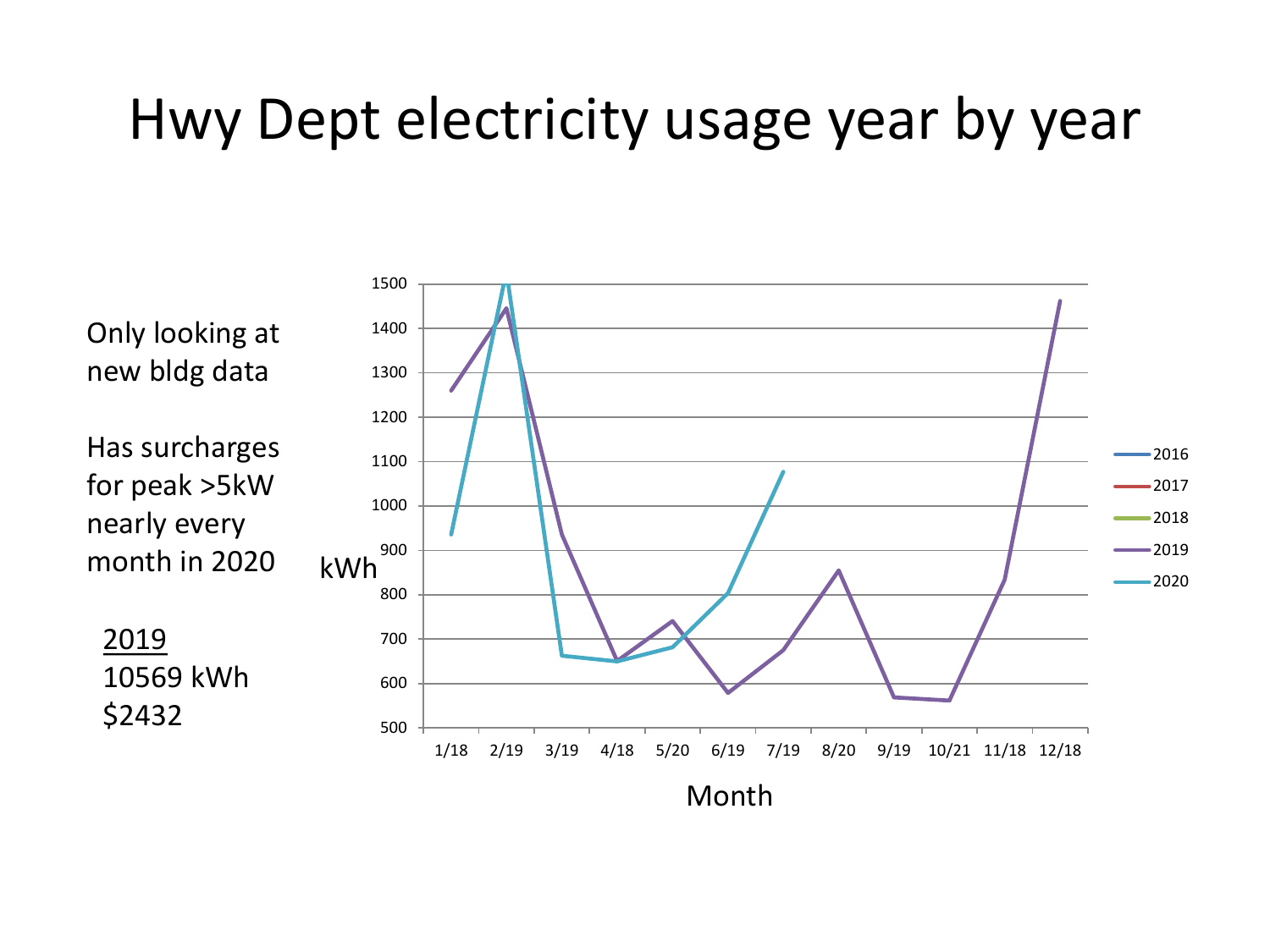# Hwy Dept electricity usage year by year

Only looking at new bldg data

Has surcharges for peak >5kW nearly every month in 2020

2019
10569 kWh
$2432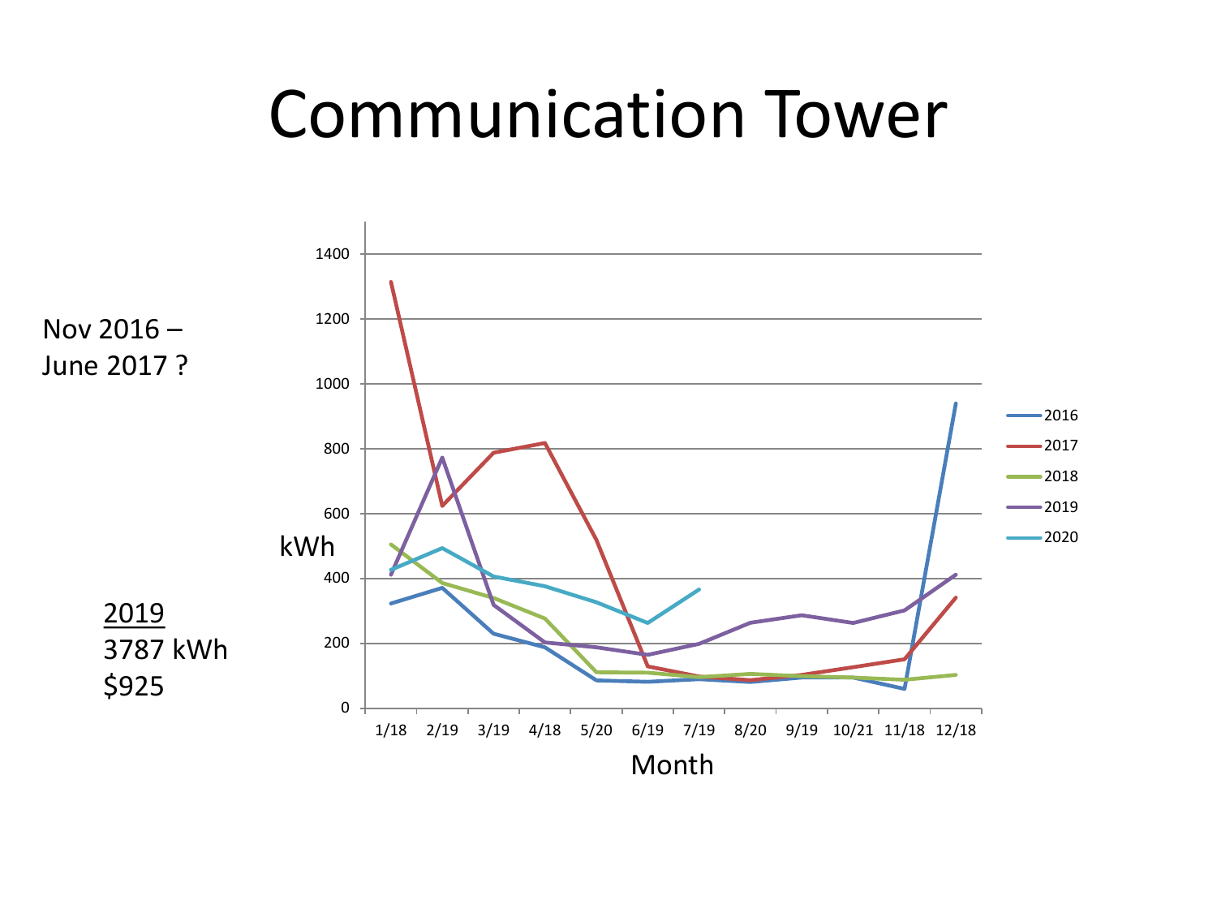# Communication Tower

Nov 2016 – June 2017 ?

2019
3787 kWh
$925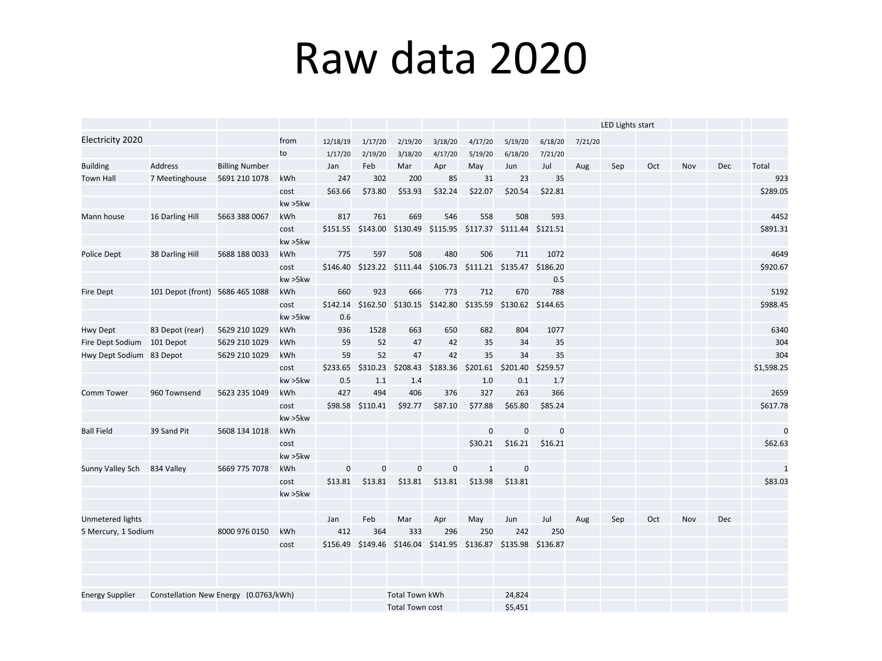# Raw data 2020

| | | | | | | | | | | | | LED Lights start | | | | | |
|---|---|---|---|---|---|---|---|---|---|---|---|---|---|---|---|---|---|
| Electricity 2020 | | | from | 12/18/19 | 1/17/20 | 2/19/20 | 3/18/20 | 4/17/20 | 5/19/20 | 6/18/20 | 7/21/20 | | | | | | |
| | | | to | 1/17/20 | 2/19/20 | 3/18/20 | 4/17/20 | 5/19/20 | 6/18/20 | 7/21/20 | | | | | | | |
| Building | Address | Billing Number | | Jan | Feb | Mar | Apr | May | Jun | Jul | Aug | Sep | Oct | Nov | Dec | | Total |
| Town Hall | 7 Meetinghouse | 5691 210 1078 | kWh | 247 | 302 | 200 | 85 | 31 | 23 | 35 | | | | | | | 923 |
| | | | cost | $63.66 | $73.80 | $53.93 | $32.24 | $22.07 | $20.54 | $22.81 | | | | | | | $289.05 |
| | | | kw >5kw | | | | | | | | | | | | | | |
| Mann house | 16 Darling Hill | 5663 388 0067 | kWh | 817 | 761 | 669 | 546 | 558 | 508 | 593 | | | | | | | 4452 |
| | | | cost | $151.55 | $143.00 | $130.49 | $115.95 | $117.37 | $111.44 | $121.51 | | | | | | | $891.31 |
| | | | kw >5kw | | | | | | | | | | | | | | |
| Police Dept | 38 Darling Hill | 5688 188 0033 | kWh | 775 | 597 | 508 | 480 | 506 | 711 | 1072 | | | | | | | 4649 |
| | | | cost | $146.40 | $123.22 | $111.44 | $106.73 | $111.21 | $135.47 | $186.20 | | | | | | | $920.67 |
| | | | kw >5kw | | | | | | | 0.5 | | | | | | | |
| Fire Dept | 101 Depot (front) | 5686 465 1088 | kWh | 660 | 923 | 666 | 773 | 712 | 670 | 788 | | | | | | | 5192 |
| | | | cost | $142.14 | $162.50 | $130.15 | $142.80 | $135.59 | $130.62 | $144.65 | | | | | | | $988.45 |
| | | | kw >5kw | 0.6 | | | | | | | | | | | | | |
| Hwy Dept | 83 Depot (rear) | 5629 210 1029 | kWh | 936 | 1528 | 663 | 650 | 682 | 804 | 1077 | | | | | | | 6340 |
| Fire Dept Sodium | 101 Depot | 5629 210 1029 | kWh | 59 | 52 | 47 | 42 | 35 | 34 | 35 | | | | | | | 304 |
| Hwy Dept Sodium | 83 Depot | 5629 210 1029 | kWh | 59 | 52 | 47 | 42 | 35 | 34 | 35 | | | | | | | 304 |
| | | | cost | $233.65 | $310.23 | $208.43 | $183.36 | $201.61 | $201.40 | $259.57 | | | | | | | $1,598.25 |
| | | | kw >5kw | 0.5 | 1.1 | 1.4 | | 1.0 | 0.1 | 1.7 | | | | | | | |
| Comm Tower | 960 Townsend | 5623 235 1049 | kWh | 427 | 494 | 406 | 376 | 327 | 263 | 366 | | | | | | | 2659 |
| | | | cost | $98.58 | $110.41 | $92.77 | $87.10 | $77.88 | $65.80 | $85.24 | | | | | | | $617.78 |
| | | | kw >5kw | | | | | | | | | | | | | | |
| Ball Field | 39 Sand Pit | 5608 134 1018 | kWh | | | | | 0 | 0 | 0 | | | | | | | 0 |
| | | | cost | | | | | $30.21 | $16.21 | $16.21 | | | | | | | $62.63 |
| | | | kw >5kw | | | | | | | | | | | | | | |
| Sunny Valley Sch | 834 Valley | 5669 775 7078 | kWh | 0 | 0 | 0 | 0 | 1 | 0 | | | | | | | | 1 |
| | | | cost | $13.81 | $13.81 | $13.81 | $13.81 | $13.98 | $13.81 | | | | | | | | $83.03 |
| | | | kw >5kw | | | | | | | | | | | | | | |
| | | | | | | | | | | | | | | | | | |
| Unmetered lights | | | | Jan | Feb | Mar | Apr | May | Jun | Jul | Aug | Sep | Oct | Nov | Dec | | |
| 5 Mercury, 1 Sodium | | 8000 976 0150 | kWh | 412 | 364 | 333 | 296 | 250 | 242 | 250 | | | | | | | |
| | | | cost | $156.49 | $149.46 | $146.04 | $141.95 | $136.87 | $135.98 | $136.87 | | | | | | | |
| | | | | | | | | | | | | | | | | | |
| Energy Supplier | Constellation New Energy (0.0763/kWh) | | | | | Total Town kWh | | | 24,824 | | | | | | | | |
| | | | | | | Total Town cost | | | $5,451 | | | | | | | | |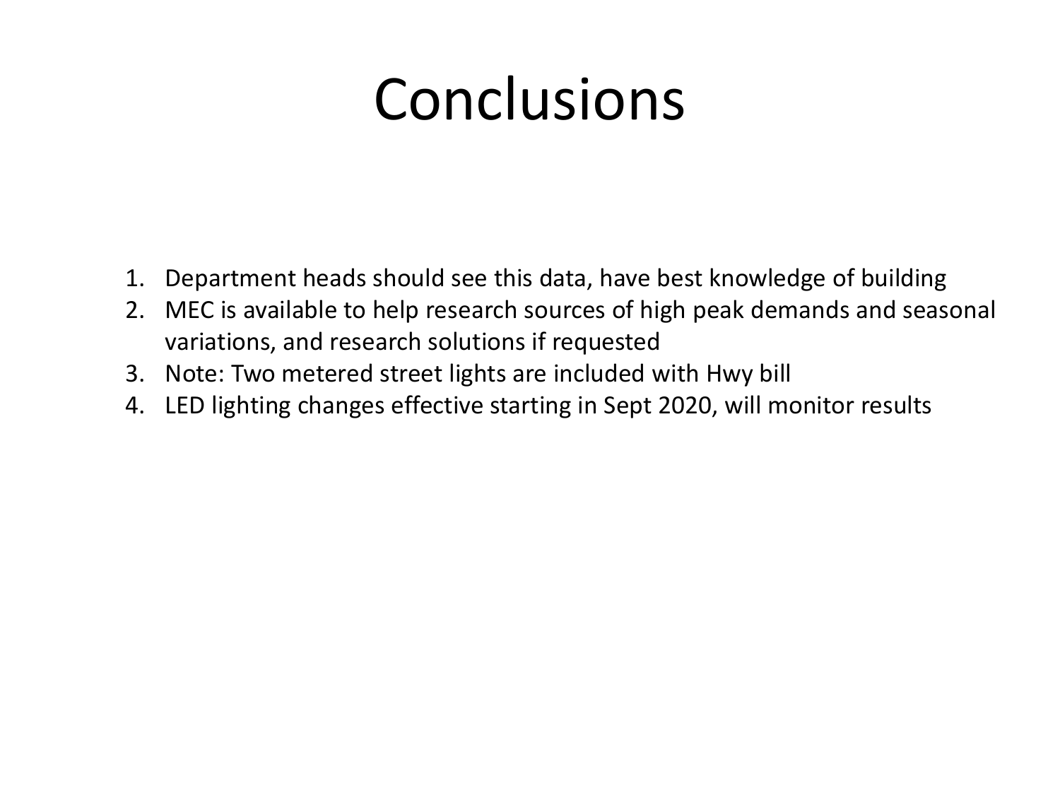# Conclusions

1. Department heads should see this data, have best knowledge of building
2. MEC is available to help research sources of high peak demands and seasonal variations, and research solutions if requested
3. Note: Two metered street lights are included with Hwy bill
4. LED lighting changes effective starting in Sept 2020, will monitor results